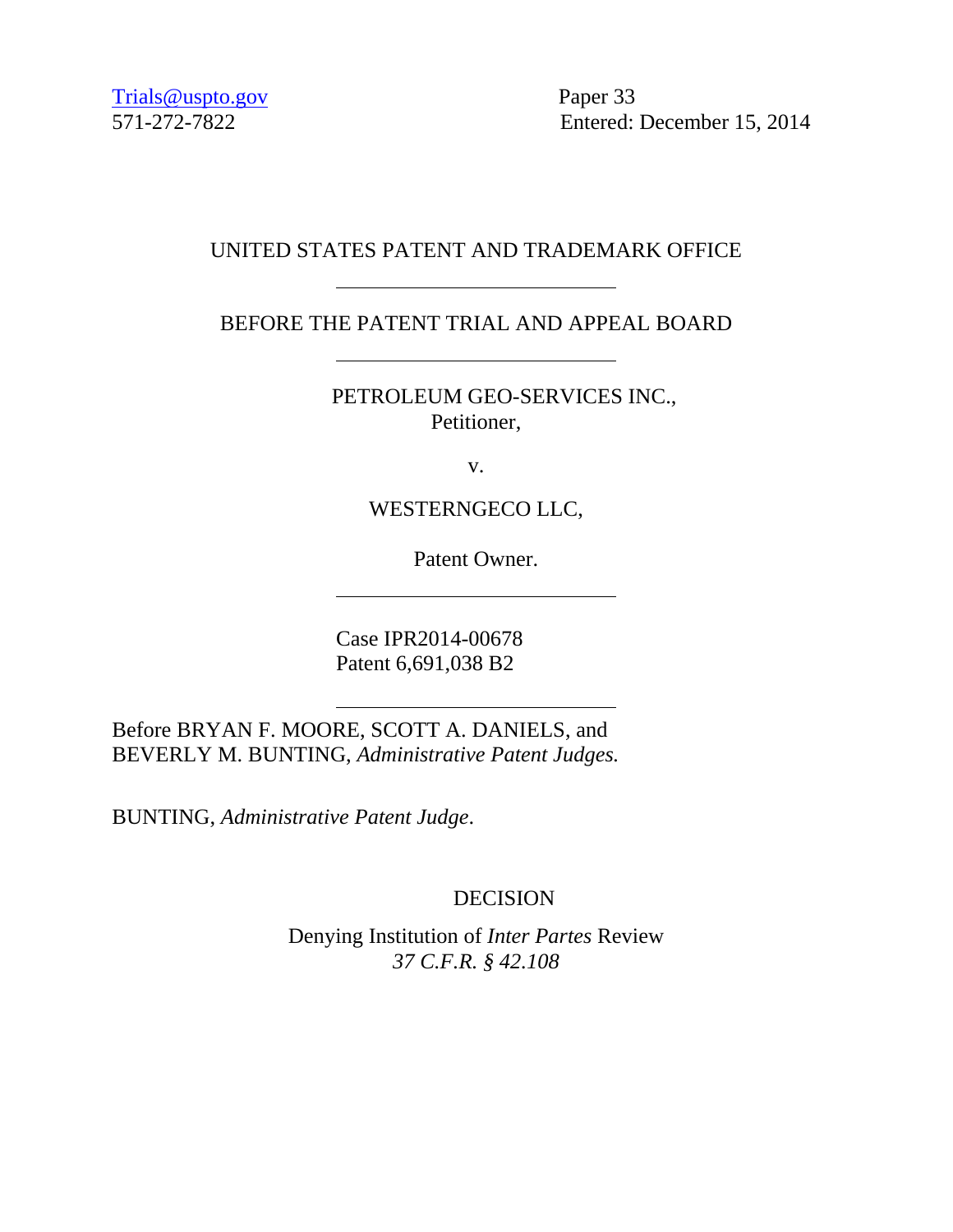Trials@uspto.gov  
571-272-7822

Paper 33  
Entered: December 15, 2014

UNITED STATES PATENT AND TRADEMARK OFFICE

---

BEFORE THE PATENT TRIAL AND APPEAL BOARD

---

PETROLEUM GEO-SERVICES INC.,  
Petitioner,

v.

WESTERNGECO LLC,

Patent Owner.

---

Case IPR2014-00678  
Patent 6,691,038 B2

---

Before BRYAN F. MOORE, SCOTT A. DANIELS, and BEVERLY M. BUNTING, *Administrative Patent Judges.*

BUNTING, *Administrative Patent Judge*.

DECISION

Denying Institution of *Inter Partes* Review  
*37 C.F.R. § 42.108*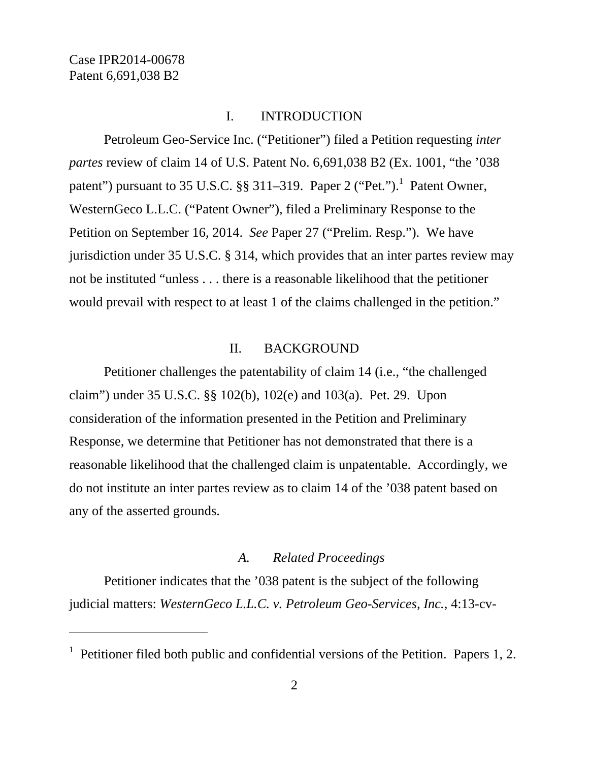Case IPR2014-00678
Patent 6,691,038 B2

## I. INTRODUCTION

Petroleum Geo-Service Inc. ("Petitioner") filed a Petition requesting *inter partes* review of claim 14 of U.S. Patent No. 6,691,038 B2 (Ex. 1001, "the '038 patent") pursuant to 35 U.S.C. §§ 311–319. Paper 2 ("Pet.").[1] Patent Owner, WesternGeco L.L.C. ("Patent Owner"), filed a Preliminary Response to the Petition on September 16, 2014. *See* Paper 27 ("Prelim. Resp."). We have jurisdiction under 35 U.S.C. § 314, which provides that an inter partes review may not be instituted "unless . . . there is a reasonable likelihood that the petitioner would prevail with respect to at least 1 of the claims challenged in the petition."

## II. BACKGROUND

Petitioner challenges the patentability of claim 14 (i.e., "the challenged claim") under 35 U.S.C. §§ 102(b), 102(e) and 103(a). Pet. 29. Upon consideration of the information presented in the Petition and Preliminary Response, we determine that Petitioner has not demonstrated that there is a reasonable likelihood that the challenged claim is unpatentable. Accordingly, we do not institute an inter partes review as to claim 14 of the '038 patent based on any of the asserted grounds.

### *A. Related Proceedings*

Petitioner indicates that the '038 patent is the subject of the following judicial matters: *WesternGeco L.L.C. v. Petroleum Geo-Services, Inc.*, 4:13-cv-

[1] Petitioner filed both public and confidential versions of the Petition. Papers 1, 2.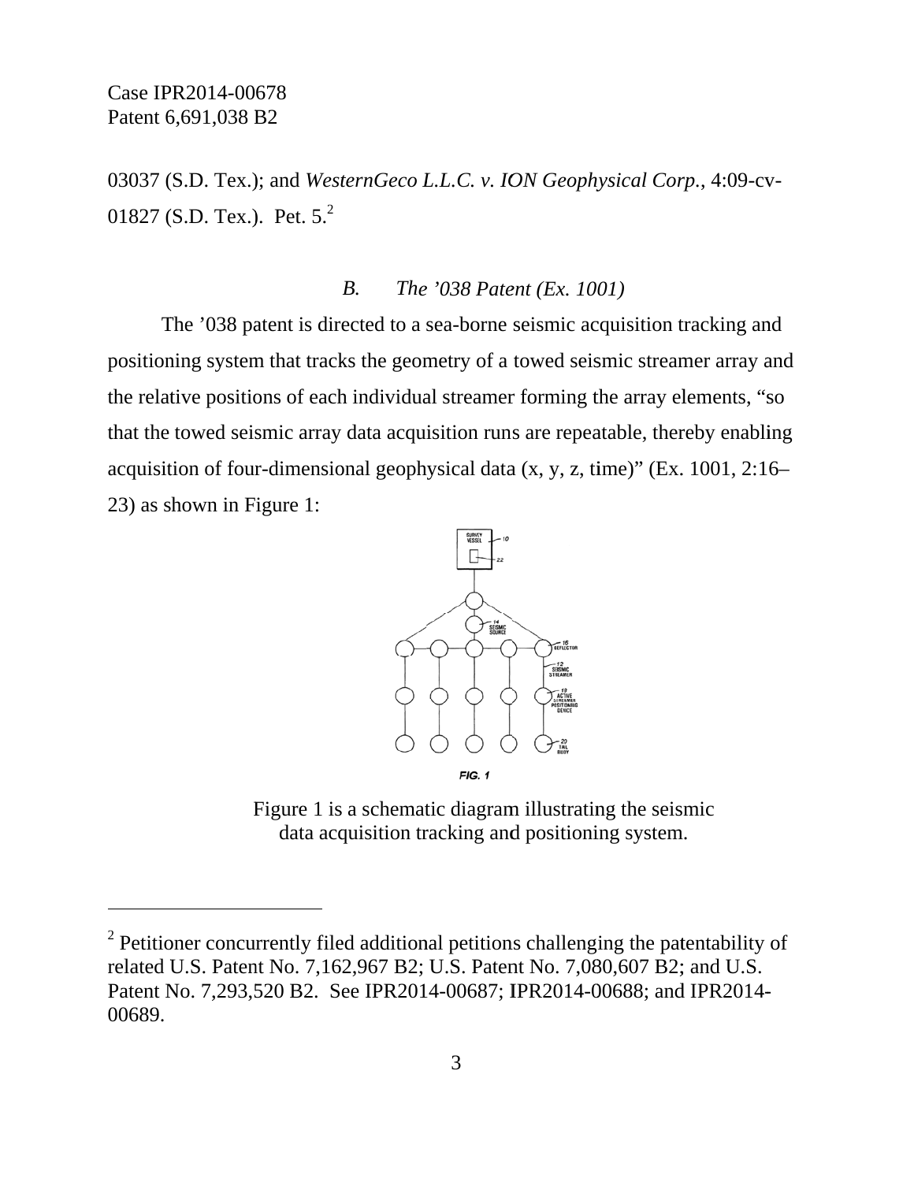03037 (S.D. Tex.); and *WesternGeco L.L.C. v. ION Geophysical Corp.*, 4:09-cv-01827 (S.D. Tex.). Pet. 5.[2]

### *B. The '038 Patent (Ex. 1001)*

The '038 patent is directed to a sea-borne seismic acquisition tracking and positioning system that tracks the geometry of a towed seismic streamer array and the relative positions of each individual streamer forming the array elements, "so that the towed seismic array data acquisition runs are repeatable, thereby enabling acquisition of four-dimensional geophysical data (x, y, z, time)" (Ex. 1001, 2:16–23) as shown in Figure 1:

SURVEY VESSEL
10
22
14 SEISMIC SOURCE
16 REFLECTOR
12 SEISMIC STREAMER
19 ACTIVE STREAMER POSITIONING DEVICE
20 TAIL BUOY
FIG. 1

Figure 1 is a schematic diagram illustrating the seismic data acquisition tracking and positioning system.

---

[2] Petitioner concurrently filed additional petitions challenging the patentability of related U.S. Patent No. 7,162,967 B2; U.S. Patent No. 7,080,607 B2; and U.S. Patent No. 7,293,520 B2. See IPR2014-00687; IPR2014-00688; and IPR2014-00689.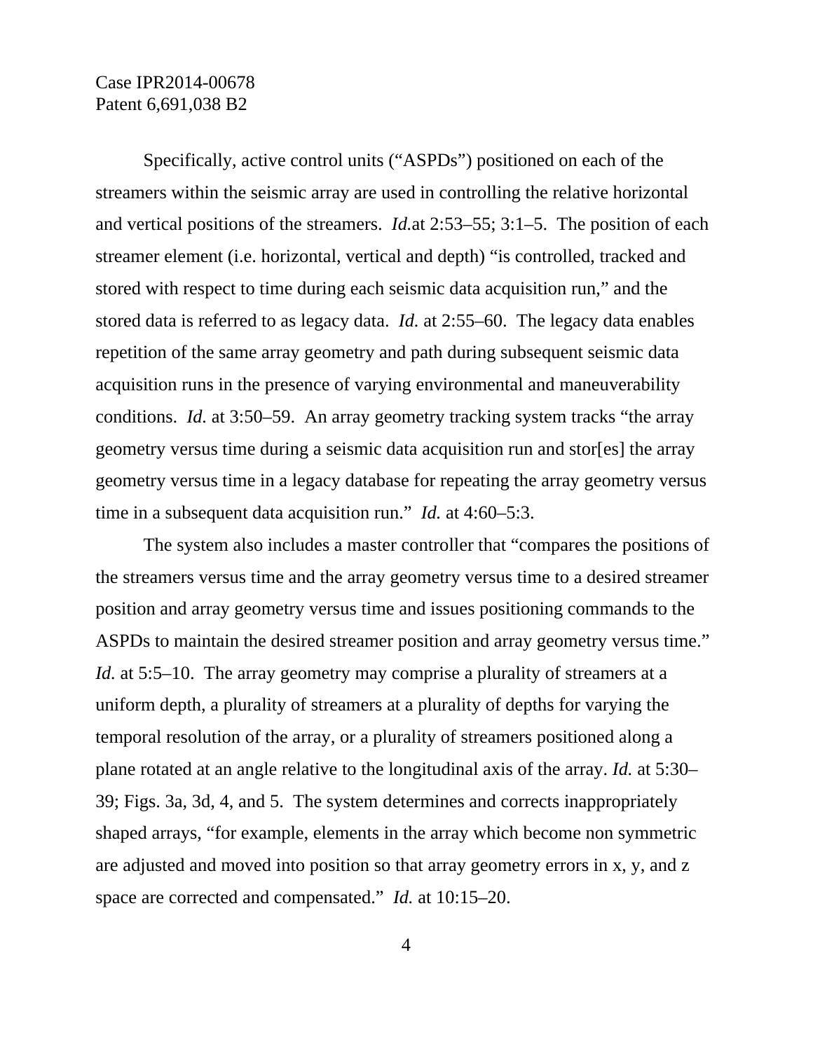Specifically, active control units ("ASPDs") positioned on each of the streamers within the seismic array are used in controlling the relative horizontal and vertical positions of the streamers. *Id.*at 2:53–55; 3:1–5. The position of each streamer element (i.e. horizontal, vertical and depth) "is controlled, tracked and stored with respect to time during each seismic data acquisition run," and the stored data is referred to as legacy data. *Id.* at 2:55–60. The legacy data enables repetition of the same array geometry and path during subsequent seismic data acquisition runs in the presence of varying environmental and maneuverability conditions. *Id.* at 3:50–59. An array geometry tracking system tracks "the array geometry versus time during a seismic data acquisition run and stor[es] the array geometry versus time in a legacy database for repeating the array geometry versus time in a subsequent data acquisition run." *Id.* at 4:60–5:3.

The system also includes a master controller that "compares the positions of the streamers versus time and the array geometry versus time to a desired streamer position and array geometry versus time and issues positioning commands to the ASPDs to maintain the desired streamer position and array geometry versus time." *Id.* at 5:5–10. The array geometry may comprise a plurality of streamers at a uniform depth, a plurality of streamers at a plurality of depths for varying the temporal resolution of the array, or a plurality of streamers positioned along a plane rotated at an angle relative to the longitudinal axis of the array. *Id.* at 5:30–39; Figs. 3a, 3d, 4, and 5. The system determines and corrects inappropriately shaped arrays, "for example, elements in the array which become non symmetric are adjusted and moved into position so that array geometry errors in x, y, and z space are corrected and compensated." *Id.* at 10:15–20.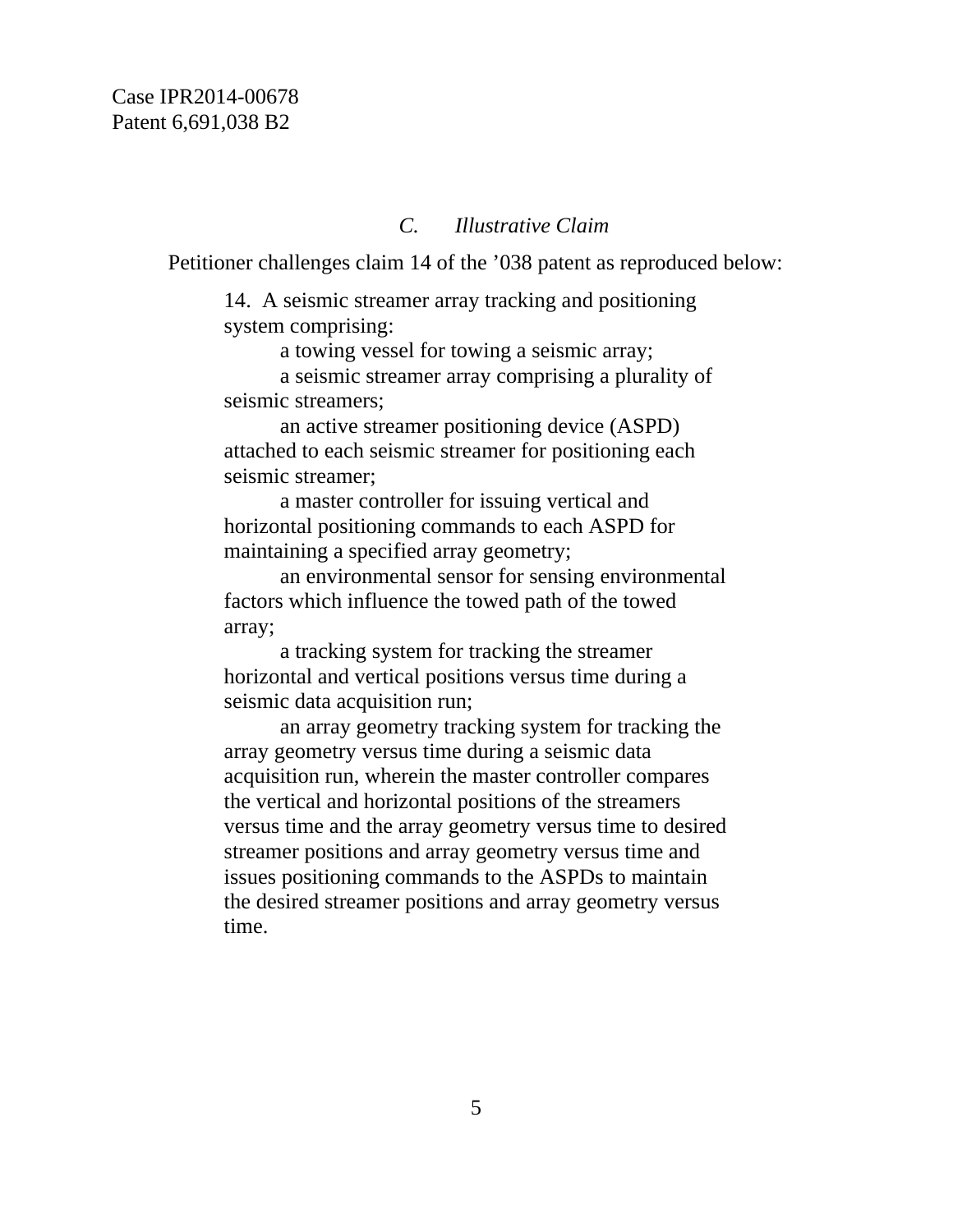### *C. Illustrative Claim*

Petitioner challenges claim 14 of the ’038 patent as reproduced below:

> 14. A seismic streamer array tracking and positioning system comprising:
>
> a towing vessel for towing a seismic array;
>
> a seismic streamer array comprising a plurality of seismic streamers;
>
> an active streamer positioning device (ASPD) attached to each seismic streamer for positioning each seismic streamer;
>
> a master controller for issuing vertical and horizontal positioning commands to each ASPD for maintaining a specified array geometry;
>
> an environmental sensor for sensing environmental factors which influence the towed path of the towed array;
>
> a tracking system for tracking the streamer horizontal and vertical positions versus time during a seismic data acquisition run;
>
> an array geometry tracking system for tracking the array geometry versus time during a seismic data acquisition run, wherein the master controller compares the vertical and horizontal positions of the streamers versus time and the array geometry versus time to desired streamer positions and array geometry versus time and issues positioning commands to the ASPDs to maintain the desired streamer positions and array geometry versus time.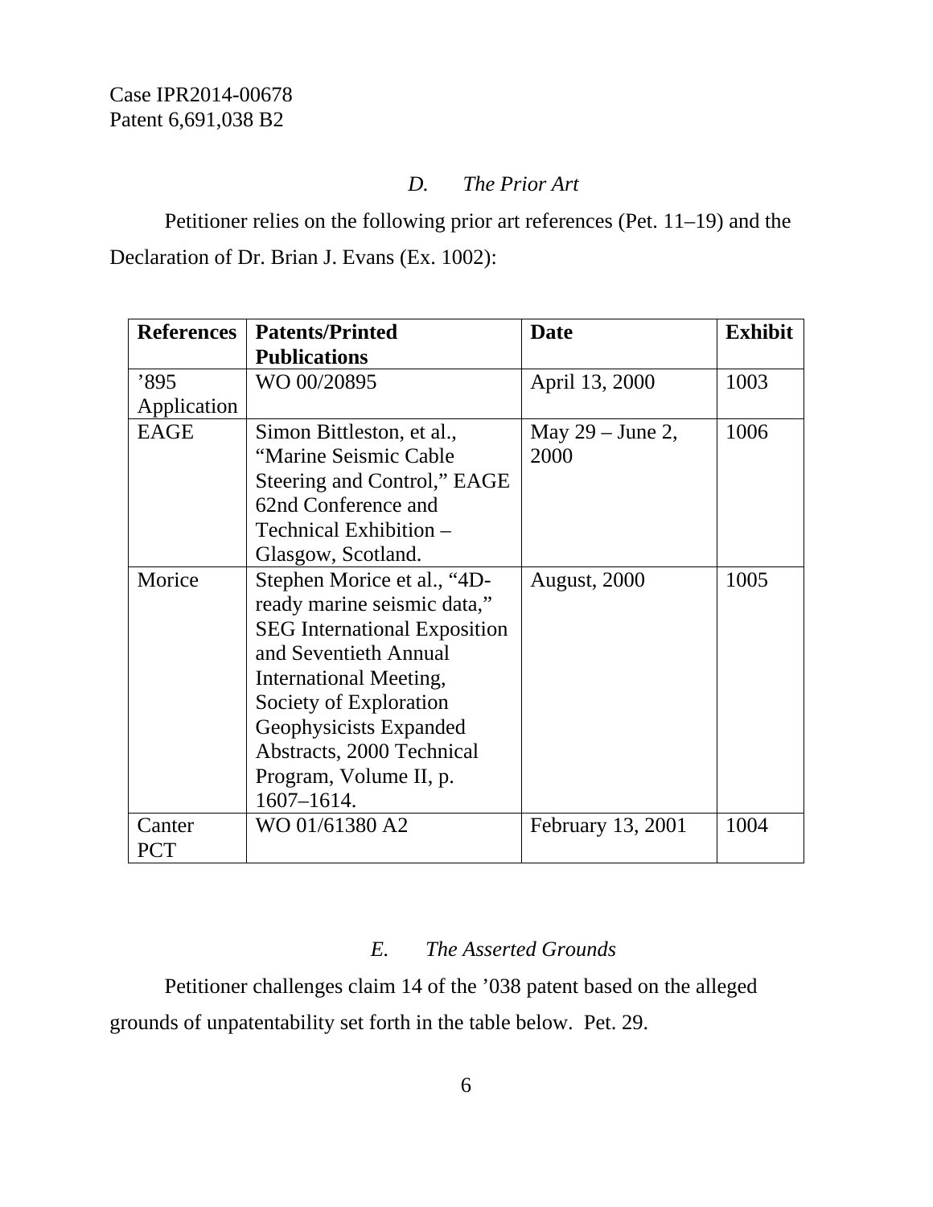### *D. The Prior Art*

Petitioner relies on the following prior art references (Pet. 11–19) and the Declaration of Dr. Brian J. Evans (Ex. 1002):

| References | Patents/Printed Publications | Date | Exhibit |
|---|---|---|---|
| ’895 Application | WO 00/20895 | April 13, 2000 | 1003 |
| EAGE | Simon Bittleston, et al., “Marine Seismic Cable Steering and Control,” EAGE 62nd Conference and Technical Exhibition – Glasgow, Scotland. | May 29 – June 2, 2000 | 1006 |
| Morice | Stephen Morice et al., “4D-ready marine seismic data,” SEG International Exposition and Seventieth Annual International Meeting, Society of Exploration Geophysicists Expanded Abstracts, 2000 Technical Program, Volume II, p. 1607–1614. | August, 2000 | 1005 |
| Canter PCT | WO 01/61380 A2 | February 13, 2001 | 1004 |

### *E. The Asserted Grounds*

Petitioner challenges claim 14 of the ’038 patent based on the alleged grounds of unpatentability set forth in the table below. Pet. 29.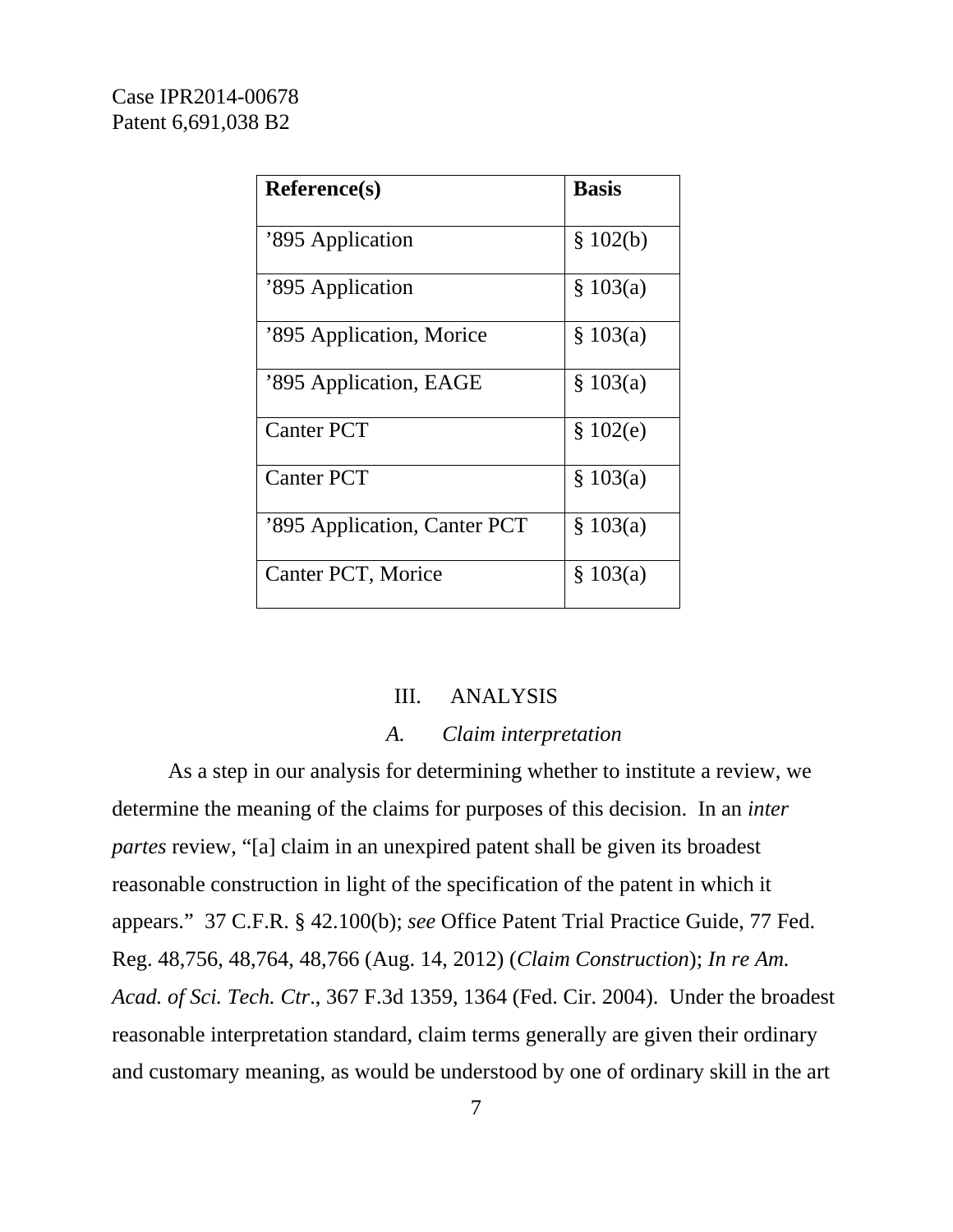| Reference(s) | Basis |
|---|---|
| ’895 Application | § 102(b) |
| ’895 Application | § 103(a) |
| ’895 Application, Morice | § 103(a) |
| ’895 Application, EAGE | § 103(a) |
| Canter PCT | § 102(e) |
| Canter PCT | § 103(a) |
| ’895 Application, Canter PCT | § 103(a) |
| Canter PCT, Morice | § 103(a) |

## III. ANALYSIS

### *A. Claim interpretation*

As a step in our analysis for determining whether to institute a review, we determine the meaning of the claims for purposes of this decision. In an *inter partes* review, “[a] claim in an unexpired patent shall be given its broadest reasonable construction in light of the specification of the patent in which it appears.” 37 C.F.R. § 42.100(b); *see* Office Patent Trial Practice Guide, 77 Fed. Reg. 48,756, 48,764, 48,766 (Aug. 14, 2012) (*Claim Construction*); *In re Am. Acad. of Sci. Tech. Ctr*., 367 F.3d 1359, 1364 (Fed. Cir. 2004). Under the broadest reasonable interpretation standard, claim terms generally are given their ordinary and customary meaning, as would be understood by one of ordinary skill in the art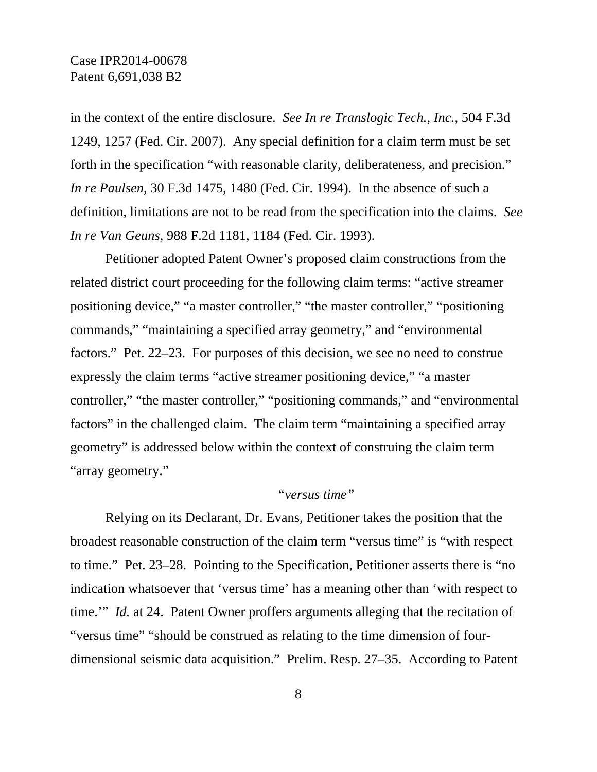in the context of the entire disclosure. *See In re Translogic Tech., Inc.*, 504 F.3d 1249, 1257 (Fed. Cir. 2007). Any special definition for a claim term must be set forth in the specification "with reasonable clarity, deliberateness, and precision." *In re Paulsen*, 30 F.3d 1475, 1480 (Fed. Cir. 1994). In the absence of such a definition, limitations are not to be read from the specification into the claims. *See In re Van Geuns*, 988 F.2d 1181, 1184 (Fed. Cir. 1993).

Petitioner adopted Patent Owner's proposed claim constructions from the related district court proceeding for the following claim terms: "active streamer positioning device," "a master controller," "the master controller," "positioning commands," "maintaining a specified array geometry," and "environmental factors." Pet. 22–23. For purposes of this decision, we see no need to construe expressly the claim terms "active streamer positioning device," "a master controller," "the master controller," "positioning commands," and "environmental factors" in the challenged claim. The claim term "maintaining a specified array geometry" is addressed below within the context of construing the claim term "array geometry."

*"versus time"*

Relying on its Declarant, Dr. Evans, Petitioner takes the position that the broadest reasonable construction of the claim term "versus time" is "with respect to time." Pet. 23–28. Pointing to the Specification, Petitioner asserts there is "no indication whatsoever that 'versus time' has a meaning other than 'with respect to time.'" *Id.* at 24. Patent Owner proffers arguments alleging that the recitation of "versus time" "should be construed as relating to the time dimension of four-dimensional seismic data acquisition." Prelim. Resp. 27–35. According to Patent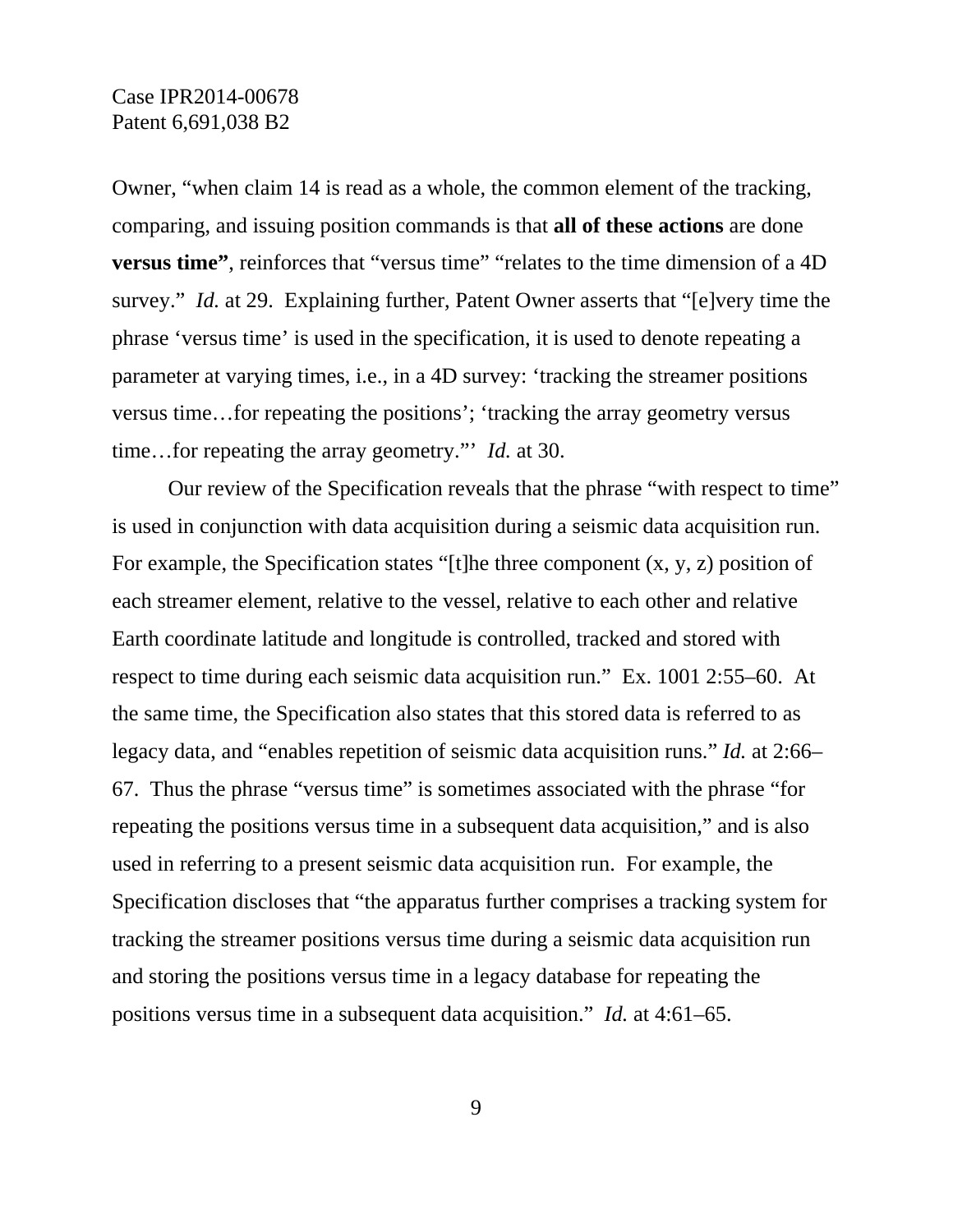Owner, "when claim 14 is read as a whole, the common element of the tracking, comparing, and issuing position commands is that **all of these actions** are done **versus time"**, reinforces that "versus time" "relates to the time dimension of a 4D survey." *Id.* at 29. Explaining further, Patent Owner asserts that "[e]very time the phrase 'versus time' is used in the specification, it is used to denote repeating a parameter at varying times, i.e., in a 4D survey: 'tracking the streamer positions versus time…for repeating the positions'; 'tracking the array geometry versus time…for repeating the array geometry."' *Id.* at 30.

Our review of the Specification reveals that the phrase "with respect to time" is used in conjunction with data acquisition during a seismic data acquisition run. For example, the Specification states "[t]he three component (x, y, z) position of each streamer element, relative to the vessel, relative to each other and relative Earth coordinate latitude and longitude is controlled, tracked and stored with respect to time during each seismic data acquisition run." Ex. 1001 2:55–60. At the same time, the Specification also states that this stored data is referred to as legacy data, and "enables repetition of seismic data acquisition runs." *Id.* at 2:66–67. Thus the phrase "versus time" is sometimes associated with the phrase "for repeating the positions versus time in a subsequent data acquisition," and is also used in referring to a present seismic data acquisition run. For example, the Specification discloses that "the apparatus further comprises a tracking system for tracking the streamer positions versus time during a seismic data acquisition run and storing the positions versus time in a legacy database for repeating the positions versus time in a subsequent data acquisition." *Id.* at 4:61–65.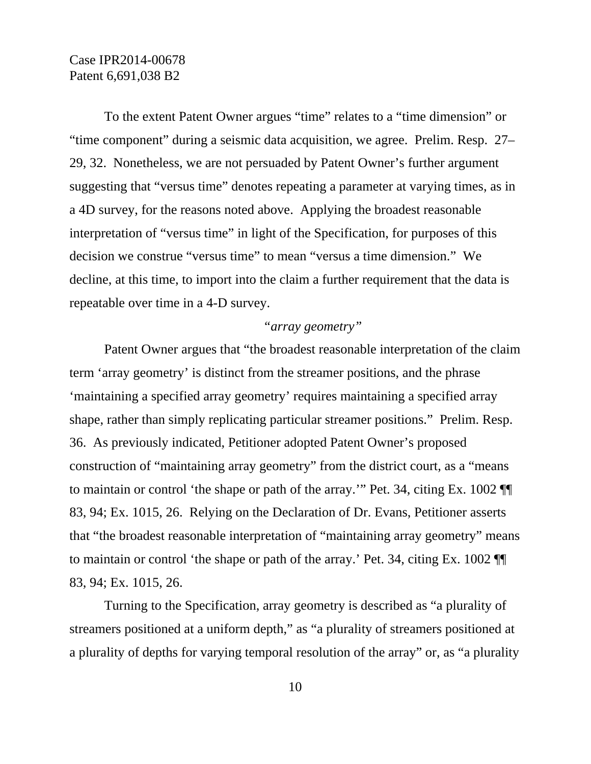To the extent Patent Owner argues "time" relates to a "time dimension" or "time component" during a seismic data acquisition, we agree. Prelim. Resp. 27–29, 32. Nonetheless, we are not persuaded by Patent Owner's further argument suggesting that "versus time" denotes repeating a parameter at varying times, as in a 4D survey, for the reasons noted above. Applying the broadest reasonable interpretation of "versus time" in light of the Specification, for purposes of this decision we construe "versus time" to mean "versus a time dimension." We decline, at this time, to import into the claim a further requirement that the data is repeatable over time in a 4-D survey.

*"array geometry"*

Patent Owner argues that "the broadest reasonable interpretation of the claim term 'array geometry' is distinct from the streamer positions, and the phrase 'maintaining a specified array geometry' requires maintaining a specified array shape, rather than simply replicating particular streamer positions." Prelim. Resp. 36. As previously indicated, Petitioner adopted Patent Owner's proposed construction of "maintaining array geometry" from the district court, as a "means to maintain or control 'the shape or path of the array.'" Pet. 34, citing Ex. 1002 ¶¶ 83, 94; Ex. 1015, 26. Relying on the Declaration of Dr. Evans, Petitioner asserts that "the broadest reasonable interpretation of "maintaining array geometry" means to maintain or control 'the shape or path of the array.' Pet. 34, citing Ex. 1002 ¶¶ 83, 94; Ex. 1015, 26.

Turning to the Specification, array geometry is described as "a plurality of streamers positioned at a uniform depth," as "a plurality of streamers positioned at a plurality of depths for varying temporal resolution of the array" or, as "a plurality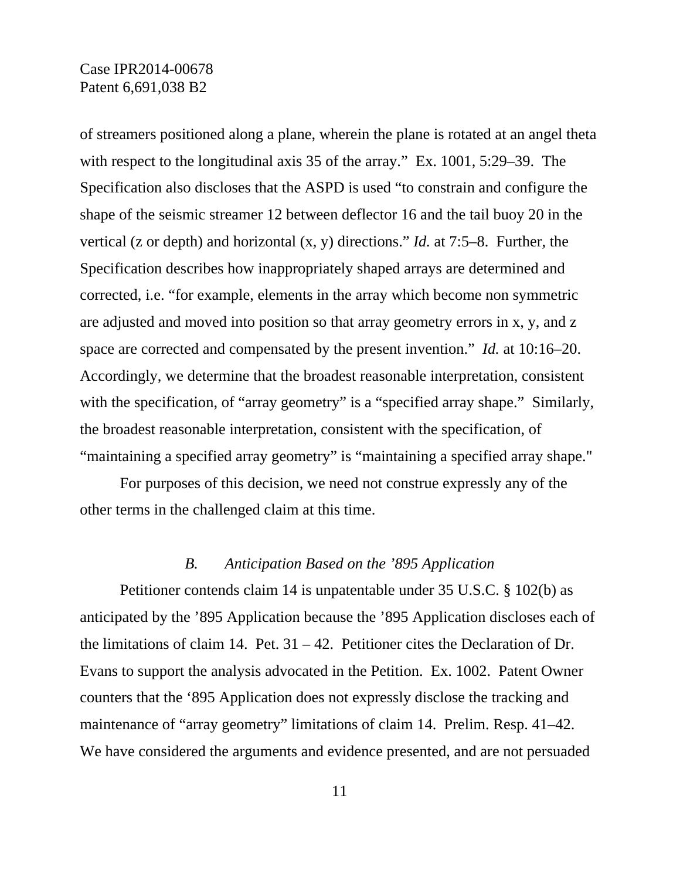of streamers positioned along a plane, wherein the plane is rotated at an angel theta with respect to the longitudinal axis 35 of the array." Ex. 1001, 5:29–39. The Specification also discloses that the ASPD is used "to constrain and configure the shape of the seismic streamer 12 between deflector 16 and the tail buoy 20 in the vertical (z or depth) and horizontal (x, y) directions." *Id.* at 7:5–8. Further, the Specification describes how inappropriately shaped arrays are determined and corrected, i.e. "for example, elements in the array which become non symmetric are adjusted and moved into position so that array geometry errors in x, y, and z space are corrected and compensated by the present invention." *Id.* at 10:16–20. Accordingly, we determine that the broadest reasonable interpretation, consistent with the specification, of "array geometry" is a "specified array shape." Similarly, the broadest reasonable interpretation, consistent with the specification, of "maintaining a specified array geometry" is "maintaining a specified array shape."

For purposes of this decision, we need not construe expressly any of the other terms in the challenged claim at this time.

### *B. Anticipation Based on the '895 Application*

Petitioner contends claim 14 is unpatentable under 35 U.S.C. § 102(b) as anticipated by the '895 Application because the '895 Application discloses each of the limitations of claim 14. Pet. 31 – 42. Petitioner cites the Declaration of Dr. Evans to support the analysis advocated in the Petition. Ex. 1002. Patent Owner counters that the '895 Application does not expressly disclose the tracking and maintenance of "array geometry" limitations of claim 14. Prelim. Resp. 41–42. We have considered the arguments and evidence presented, and are not persuaded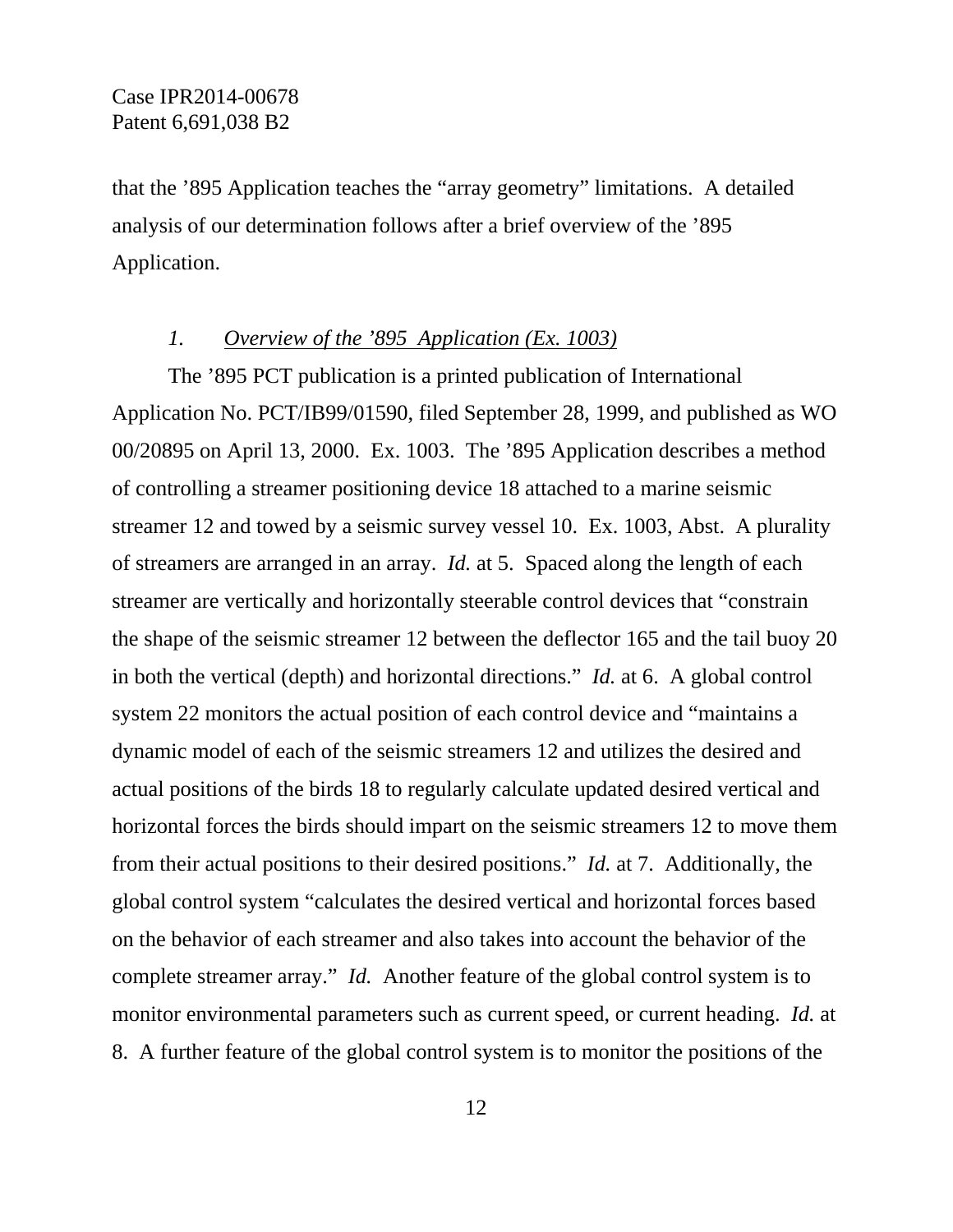that the ’895 Application teaches the “array geometry” limitations. A detailed analysis of our determination follows after a brief overview of the ’895 Application.

### *1. Overview of the ’895 Application (Ex. 1003)*

The ’895 PCT publication is a printed publication of International Application No. PCT/IB99/01590, filed September 28, 1999, and published as WO 00/20895 on April 13, 2000. Ex. 1003. The ’895 Application describes a method of controlling a streamer positioning device 18 attached to a marine seismic streamer 12 and towed by a seismic survey vessel 10. Ex. 1003, Abst. A plurality of streamers are arranged in an array. *Id.* at 5. Spaced along the length of each streamer are vertically and horizontally steerable control devices that “constrain the shape of the seismic streamer 12 between the deflector 165 and the tail buoy 20 in both the vertical (depth) and horizontal directions.” *Id.* at 6. A global control system 22 monitors the actual position of each control device and “maintains a dynamic model of each of the seismic streamers 12 and utilizes the desired and actual positions of the birds 18 to regularly calculate updated desired vertical and horizontal forces the birds should impart on the seismic streamers 12 to move them from their actual positions to their desired positions.” *Id.* at 7. Additionally, the global control system “calculates the desired vertical and horizontal forces based on the behavior of each streamer and also takes into account the behavior of the complete streamer array.” *Id.* Another feature of the global control system is to monitor environmental parameters such as current speed, or current heading. *Id.* at 8. A further feature of the global control system is to monitor the positions of the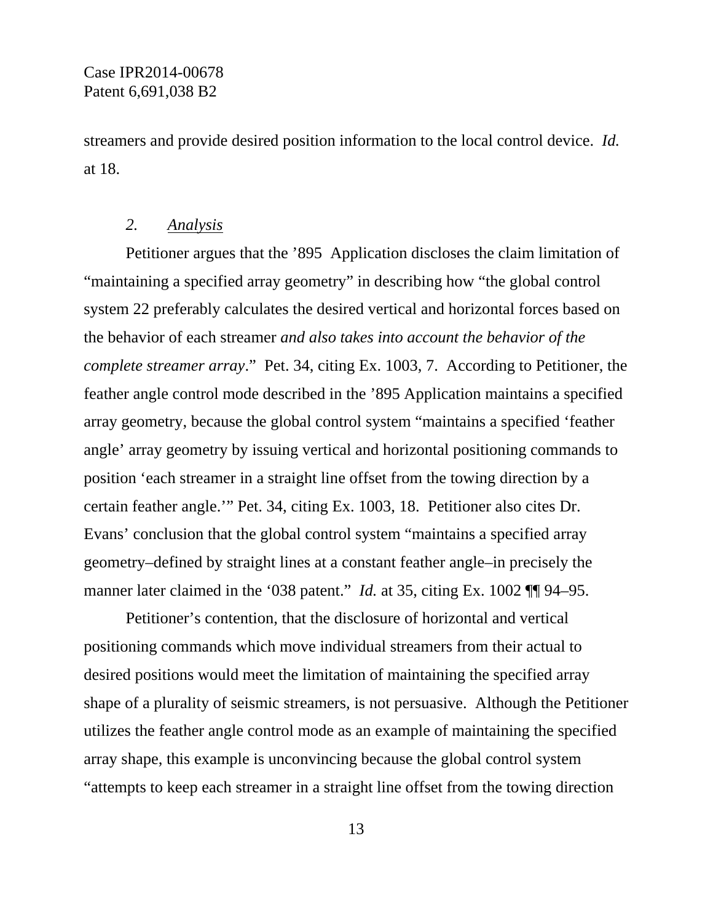streamers and provide desired position information to the local control device. *Id.* at 18.

### *2. Analysis*

Petitioner argues that the ’895 Application discloses the claim limitation of “maintaining a specified array geometry” in describing how “the global control system 22 preferably calculates the desired vertical and horizontal forces based on the behavior of each streamer *and also takes into account the behavior of the complete streamer array*.” Pet. 34, citing Ex. 1003, 7. According to Petitioner, the feather angle control mode described in the ’895 Application maintains a specified array geometry, because the global control system “maintains a specified ‘feather angle’ array geometry by issuing vertical and horizontal positioning commands to position ‘each streamer in a straight line offset from the towing direction by a certain feather angle.’” Pet. 34, citing Ex. 1003, 18. Petitioner also cites Dr. Evans’ conclusion that the global control system “maintains a specified array geometry–defined by straight lines at a constant feather angle–in precisely the manner later claimed in the ‘038 patent.” *Id.* at 35, citing Ex. 1002 ¶¶ 94–95.

Petitioner’s contention, that the disclosure of horizontal and vertical positioning commands which move individual streamers from their actual to desired positions would meet the limitation of maintaining the specified array shape of a plurality of seismic streamers, is not persuasive. Although the Petitioner utilizes the feather angle control mode as an example of maintaining the specified array shape, this example is unconvincing because the global control system “attempts to keep each streamer in a straight line offset from the towing direction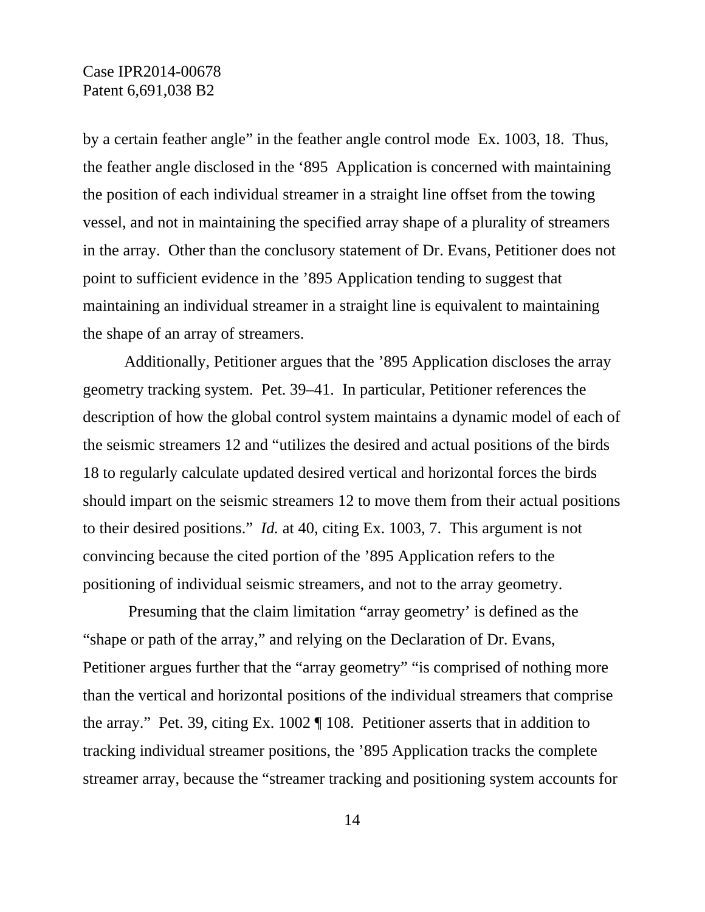by a certain feather angle" in the feather angle control mode  Ex. 1003, 18.  Thus, the feather angle disclosed in the '895  Application is concerned with maintaining the position of each individual streamer in a straight line offset from the towing vessel, and not in maintaining the specified array shape of a plurality of streamers in the array.  Other than the conclusory statement of Dr. Evans, Petitioner does not point to sufficient evidence in the '895 Application tending to suggest that maintaining an individual streamer in a straight line is equivalent to maintaining the shape of an array of streamers.

Additionally, Petitioner argues that the '895 Application discloses the array geometry tracking system.  Pet. 39–41.  In particular, Petitioner references the description of how the global control system maintains a dynamic model of each of the seismic streamers 12 and "utilizes the desired and actual positions of the birds 18 to regularly calculate updated desired vertical and horizontal forces the birds should impart on the seismic streamers 12 to move them from their actual positions to their desired positions."  *Id.* at 40, citing Ex. 1003, 7.  This argument is not convincing because the cited portion of the '895 Application refers to the positioning of individual seismic streamers, and not to the array geometry.

Presuming that the claim limitation "array geometry' is defined as the "shape or path of the array," and relying on the Declaration of Dr. Evans, Petitioner argues further that the "array geometry" "is comprised of nothing more than the vertical and horizontal positions of the individual streamers that comprise the array."  Pet. 39, citing Ex. 1002 ¶ 108.  Petitioner asserts that in addition to tracking individual streamer positions, the '895 Application tracks the complete streamer array, because the "streamer tracking and positioning system accounts for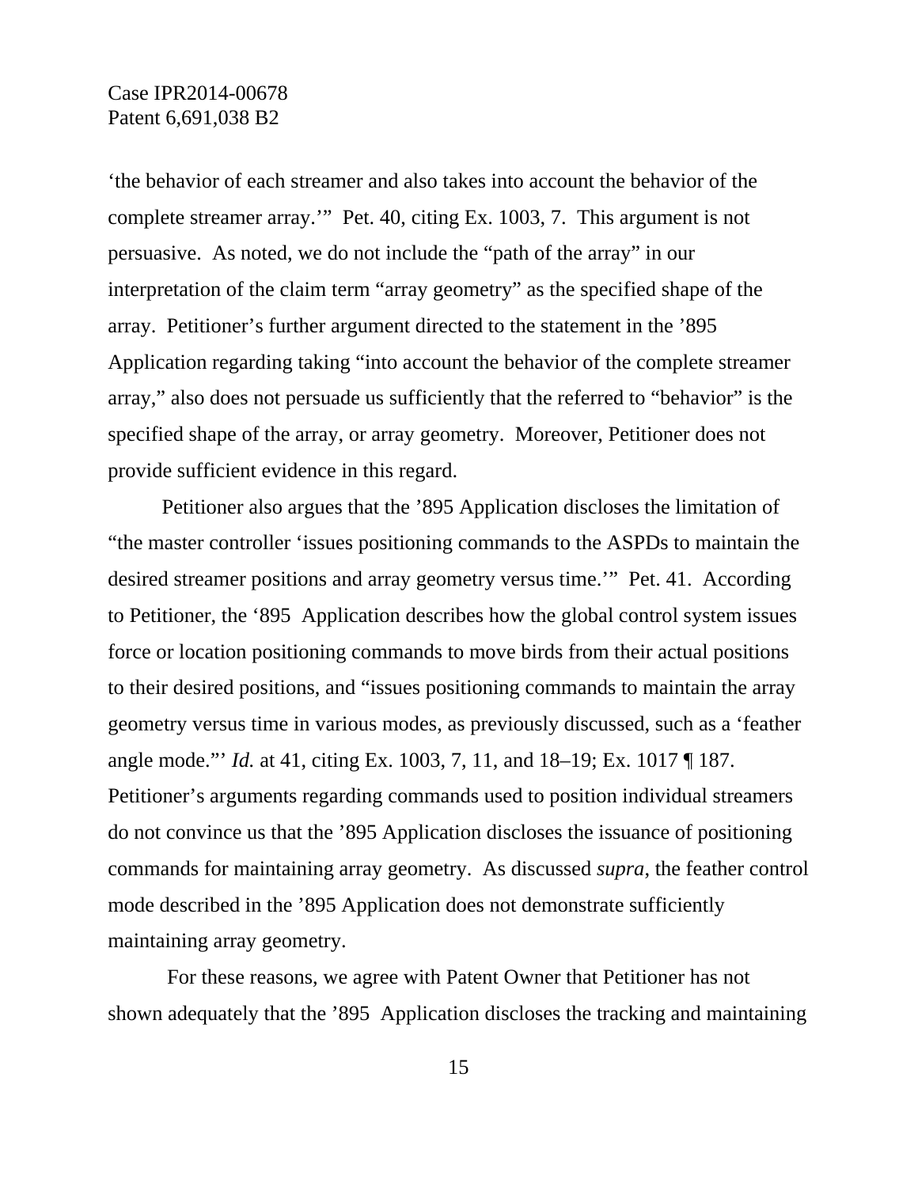‘the behavior of each streamer and also takes into account the behavior of the complete streamer array.’” Pet. 40, citing Ex. 1003, 7. This argument is not persuasive. As noted, we do not include the “path of the array” in our interpretation of the claim term “array geometry” as the specified shape of the array. Petitioner’s further argument directed to the statement in the ’895 Application regarding taking “into account the behavior of the complete streamer array,” also does not persuade us sufficiently that the referred to “behavior” is the specified shape of the array, or array geometry. Moreover, Petitioner does not provide sufficient evidence in this regard.

Petitioner also argues that the ’895 Application discloses the limitation of “the master controller ‘issues positioning commands to the ASPDs to maintain the desired streamer positions and array geometry versus time.’” Pet. 41. According to Petitioner, the ‘895 Application describes how the global control system issues force or location positioning commands to move birds from their actual positions to their desired positions, and “issues positioning commands to maintain the array geometry versus time in various modes, as previously discussed, such as a ‘feather angle mode.”’ *Id.* at 41, citing Ex. 1003, 7, 11, and 18–19; Ex. 1017 ¶ 187. Petitioner’s arguments regarding commands used to position individual streamers do not convince us that the ’895 Application discloses the issuance of positioning commands for maintaining array geometry. As discussed *supra*, the feather control mode described in the ’895 Application does not demonstrate sufficiently maintaining array geometry.

For these reasons, we agree with Patent Owner that Petitioner has not shown adequately that the ’895 Application discloses the tracking and maintaining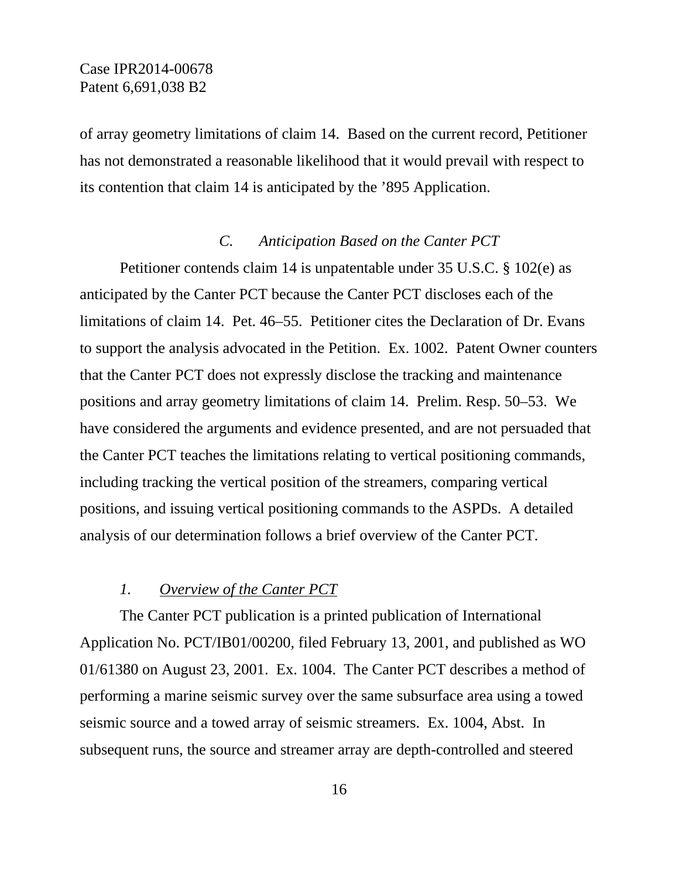of array geometry limitations of claim 14. Based on the current record, Petitioner has not demonstrated a reasonable likelihood that it would prevail with respect to its contention that claim 14 is anticipated by the ’895 Application.

### *C. Anticipation Based on the Canter PCT*

Petitioner contends claim 14 is unpatentable under 35 U.S.C. § 102(e) as anticipated by the Canter PCT because the Canter PCT discloses each of the limitations of claim 14. Pet. 46–55. Petitioner cites the Declaration of Dr. Evans to support the analysis advocated in the Petition. Ex. 1002. Patent Owner counters that the Canter PCT does not expressly disclose the tracking and maintenance positions and array geometry limitations of claim 14. Prelim. Resp. 50–53. We have considered the arguments and evidence presented, and are not persuaded that the Canter PCT teaches the limitations relating to vertical positioning commands, including tracking the vertical position of the streamers, comparing vertical positions, and issuing vertical positioning commands to the ASPDs. A detailed analysis of our determination follows a brief overview of the Canter PCT.

#### *1. Overview of the Canter PCT*

The Canter PCT publication is a printed publication of International Application No. PCT/IB01/00200, filed February 13, 2001, and published as WO 01/61380 on August 23, 2001. Ex. 1004. The Canter PCT describes a method of performing a marine seismic survey over the same subsurface area using a towed seismic source and a towed array of seismic streamers. Ex. 1004, Abst. In subsequent runs, the source and streamer array are depth-controlled and steered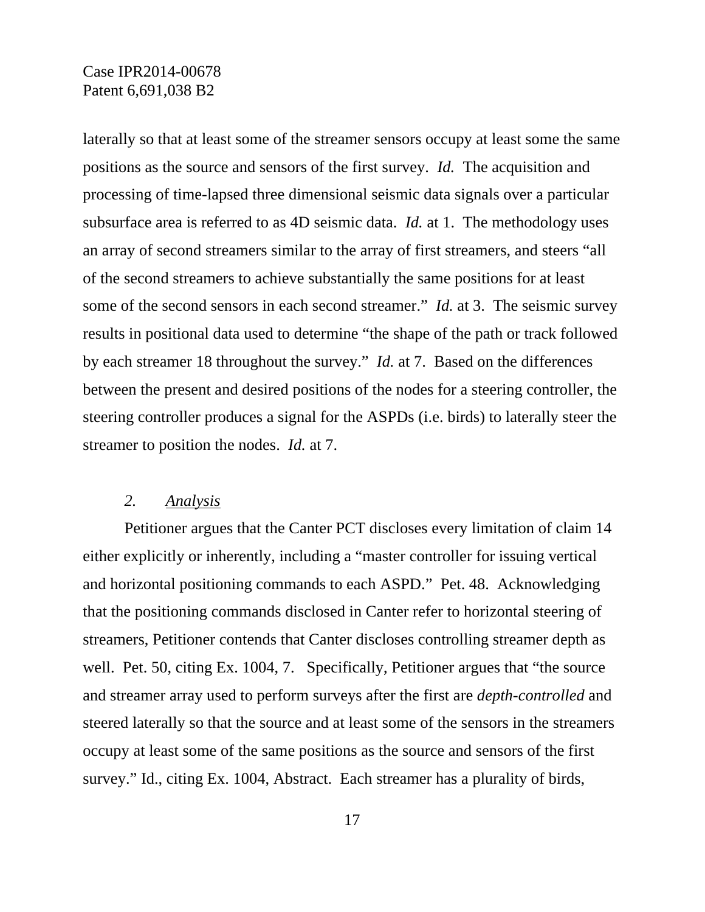laterally so that at least some of the streamer sensors occupy at least some the same positions as the source and sensors of the first survey. *Id.* The acquisition and processing of time-lapsed three dimensional seismic data signals over a particular subsurface area is referred to as 4D seismic data. *Id.* at 1. The methodology uses an array of second streamers similar to the array of first streamers, and steers "all of the second streamers to achieve substantially the same positions for at least some of the second sensors in each second streamer." *Id.* at 3. The seismic survey results in positional data used to determine "the shape of the path or track followed by each streamer 18 throughout the survey." *Id.* at 7. Based on the differences between the present and desired positions of the nodes for a steering controller, the steering controller produces a signal for the ASPDs (i.e. birds) to laterally steer the streamer to position the nodes. *Id.* at 7.

*2.* *Analysis*

Petitioner argues that the Canter PCT discloses every limitation of claim 14 either explicitly or inherently, including a "master controller for issuing vertical and horizontal positioning commands to each ASPD." Pet. 48. Acknowledging that the positioning commands disclosed in Canter refer to horizontal steering of streamers, Petitioner contends that Canter discloses controlling streamer depth as well. Pet. 50, citing Ex. 1004, 7. Specifically, Petitioner argues that "the source and streamer array used to perform surveys after the first are *depth-controlled* and steered laterally so that the source and at least some of the sensors in the streamers occupy at least some of the same positions as the source and sensors of the first survey." Id., citing Ex. 1004, Abstract. Each streamer has a plurality of birds,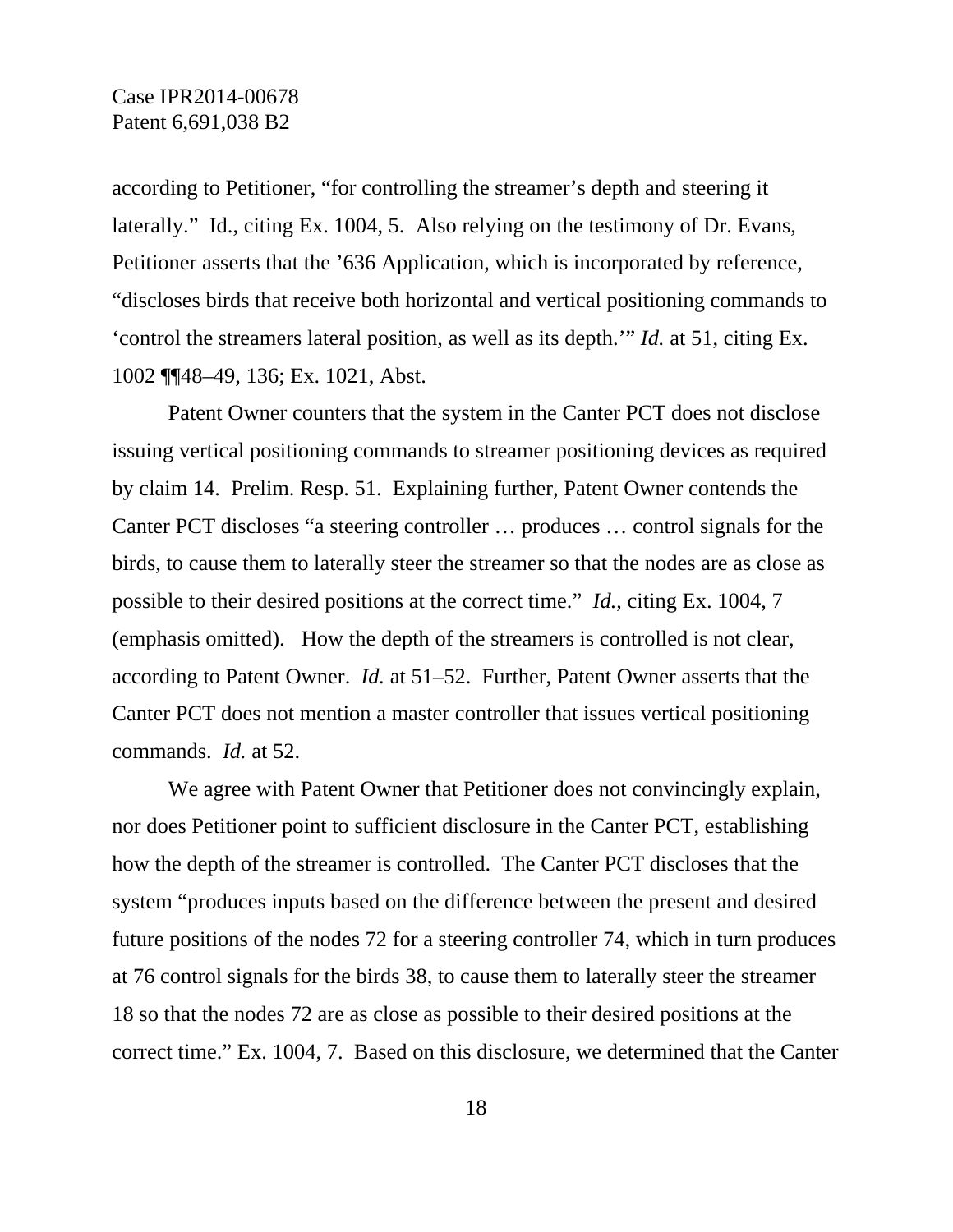according to Petitioner, "for controlling the streamer's depth and steering it laterally." Id., citing Ex. 1004, 5. Also relying on the testimony of Dr. Evans, Petitioner asserts that the '636 Application, which is incorporated by reference, "discloses birds that receive both horizontal and vertical positioning commands to 'control the streamers lateral position, as well as its depth.'" *Id.* at 51, citing Ex. 1002 ¶¶48–49, 136; Ex. 1021, Abst.

Patent Owner counters that the system in the Canter PCT does not disclose issuing vertical positioning commands to streamer positioning devices as required by claim 14. Prelim. Resp. 51. Explaining further, Patent Owner contends the Canter PCT discloses "a steering controller … produces … control signals for the birds, to cause them to laterally steer the streamer so that the nodes are as close as possible to their desired positions at the correct time." *Id.*, citing Ex. 1004, 7 (emphasis omitted). How the depth of the streamers is controlled is not clear, according to Patent Owner. *Id.* at 51–52. Further, Patent Owner asserts that the Canter PCT does not mention a master controller that issues vertical positioning commands. *Id.* at 52.

We agree with Patent Owner that Petitioner does not convincingly explain, nor does Petitioner point to sufficient disclosure in the Canter PCT, establishing how the depth of the streamer is controlled. The Canter PCT discloses that the system "produces inputs based on the difference between the present and desired future positions of the nodes 72 for a steering controller 74, which in turn produces at 76 control signals for the birds 38, to cause them to laterally steer the streamer 18 so that the nodes 72 are as close as possible to their desired positions at the correct time." Ex. 1004, 7. Based on this disclosure, we determined that the Canter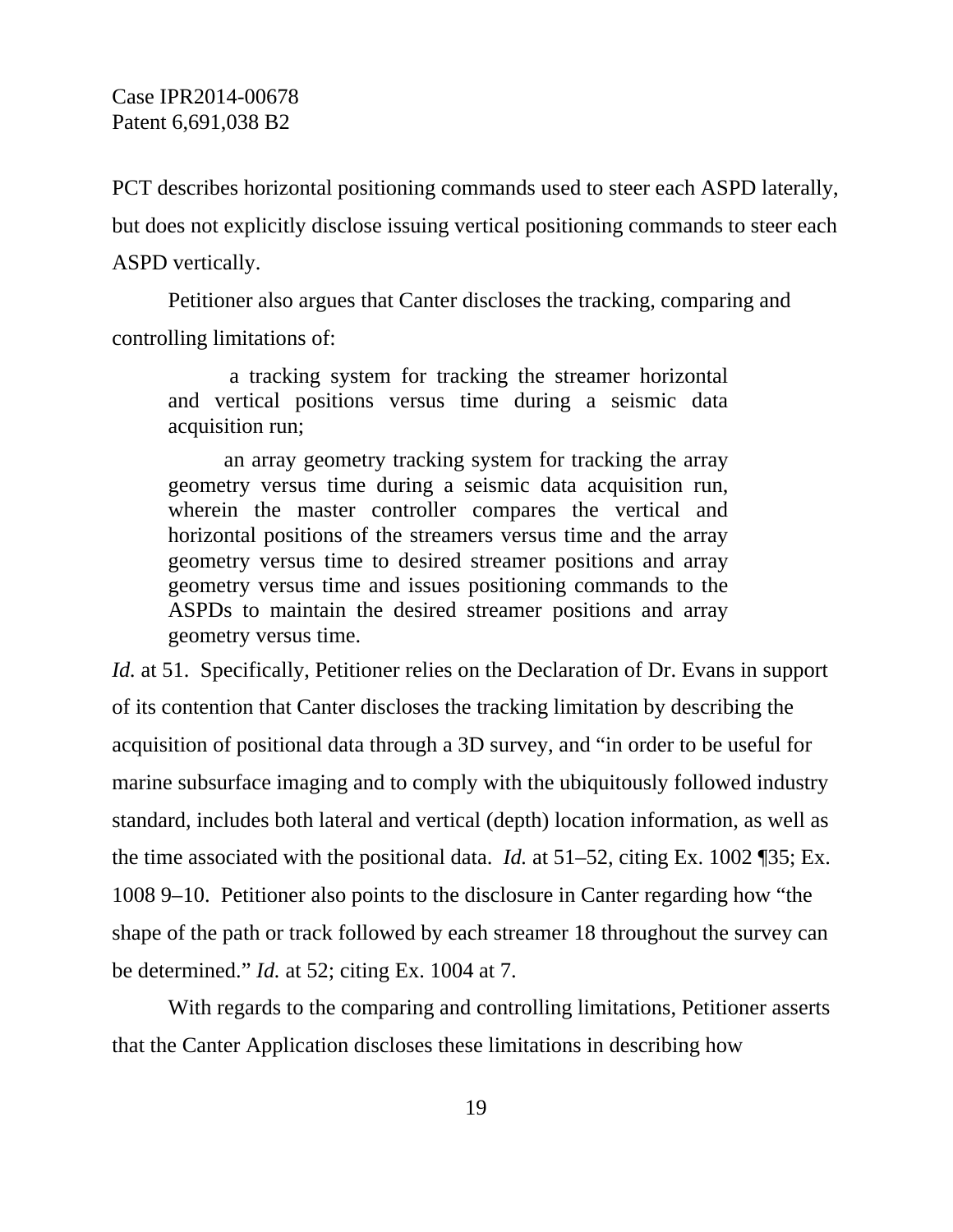PCT describes horizontal positioning commands used to steer each ASPD laterally, but does not explicitly disclose issuing vertical positioning commands to steer each ASPD vertically.

Petitioner also argues that Canter discloses the tracking, comparing and controlling limitations of:

> a tracking system for tracking the streamer horizontal and vertical positions versus time during a seismic data acquisition run;
>
> an array geometry tracking system for tracking the array geometry versus time during a seismic data acquisition run, wherein the master controller compares the vertical and horizontal positions of the streamers versus time and the array geometry versus time to desired streamer positions and array geometry versus time and issues positioning commands to the ASPDs to maintain the desired streamer positions and array geometry versus time.

*Id.* at 51. Specifically, Petitioner relies on the Declaration of Dr. Evans in support of its contention that Canter discloses the tracking limitation by describing the acquisition of positional data through a 3D survey, and "in order to be useful for marine subsurface imaging and to comply with the ubiquitously followed industry standard, includes both lateral and vertical (depth) location information, as well as the time associated with the positional data. *Id.* at 51–52, citing Ex. 1002 ¶35; Ex. 1008 9–10. Petitioner also points to the disclosure in Canter regarding how "the shape of the path or track followed by each streamer 18 throughout the survey can be determined." *Id.* at 52; citing Ex. 1004 at 7.

With regards to the comparing and controlling limitations, Petitioner asserts that the Canter Application discloses these limitations in describing how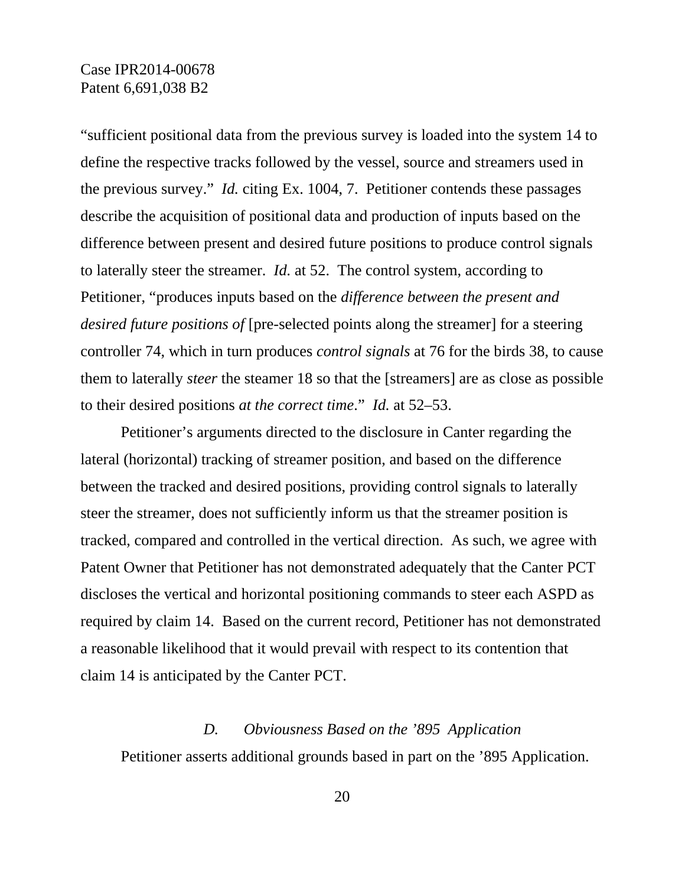"sufficient positional data from the previous survey is loaded into the system 14 to define the respective tracks followed by the vessel, source and streamers used in the previous survey." *Id.* citing Ex. 1004, 7. Petitioner contends these passages describe the acquisition of positional data and production of inputs based on the difference between present and desired future positions to produce control signals to laterally steer the streamer. *Id.* at 52. The control system, according to Petitioner, "produces inputs based on the *difference between the present and desired future positions of* [pre-selected points along the streamer] for a steering controller 74, which in turn produces *control signals* at 76 for the birds 38, to cause them to laterally *steer* the steamer 18 so that the [streamers] are as close as possible to their desired positions *at the correct time*." *Id.* at 52–53.

Petitioner's arguments directed to the disclosure in Canter regarding the lateral (horizontal) tracking of streamer position, and based on the difference between the tracked and desired positions, providing control signals to laterally steer the streamer, does not sufficiently inform us that the streamer position is tracked, compared and controlled in the vertical direction. As such, we agree with Patent Owner that Petitioner has not demonstrated adequately that the Canter PCT discloses the vertical and horizontal positioning commands to steer each ASPD as required by claim 14. Based on the current record, Petitioner has not demonstrated a reasonable likelihood that it would prevail with respect to its contention that claim 14 is anticipated by the Canter PCT.

### *D. Obviousness Based on the '895 Application*

Petitioner asserts additional grounds based in part on the '895 Application.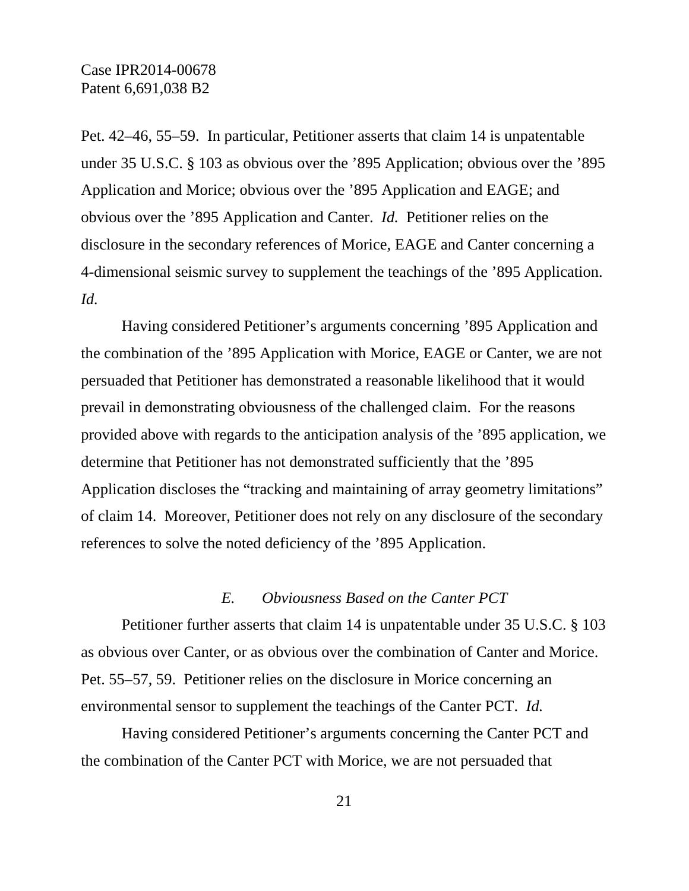Pet. 42–46, 55–59. In particular, Petitioner asserts that claim 14 is unpatentable under 35 U.S.C. § 103 as obvious over the ’895 Application; obvious over the ’895 Application and Morice; obvious over the ’895 Application and EAGE; and obvious over the ’895 Application and Canter. *Id.* Petitioner relies on the disclosure in the secondary references of Morice, EAGE and Canter concerning a 4-dimensional seismic survey to supplement the teachings of the ’895 Application. *Id.*

Having considered Petitioner’s arguments concerning ’895 Application and the combination of the ’895 Application with Morice, EAGE or Canter, we are not persuaded that Petitioner has demonstrated a reasonable likelihood that it would prevail in demonstrating obviousness of the challenged claim. For the reasons provided above with regards to the anticipation analysis of the ’895 application, we determine that Petitioner has not demonstrated sufficiently that the ’895 Application discloses the “tracking and maintaining of array geometry limitations” of claim 14. Moreover, Petitioner does not rely on any disclosure of the secondary references to solve the noted deficiency of the ’895 Application.

### *E. Obviousness Based on the Canter PCT*

Petitioner further asserts that claim 14 is unpatentable under 35 U.S.C. § 103 as obvious over Canter, or as obvious over the combination of Canter and Morice. Pet. 55–57, 59. Petitioner relies on the disclosure in Morice concerning an environmental sensor to supplement the teachings of the Canter PCT. *Id.*

Having considered Petitioner’s arguments concerning the Canter PCT and the combination of the Canter PCT with Morice, we are not persuaded that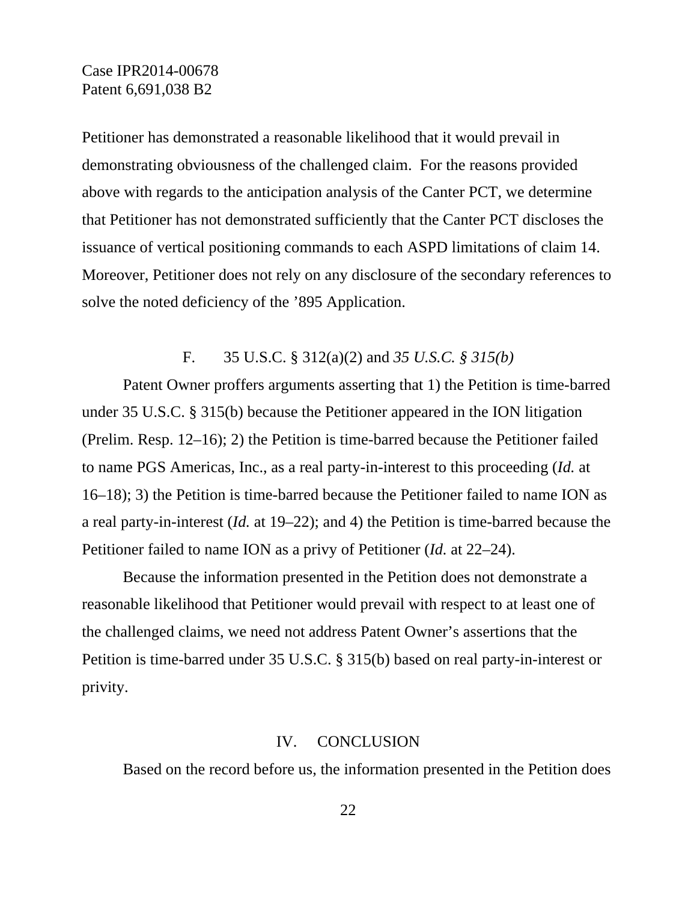Petitioner has demonstrated a reasonable likelihood that it would prevail in demonstrating obviousness of the challenged claim. For the reasons provided above with regards to the anticipation analysis of the Canter PCT, we determine that Petitioner has not demonstrated sufficiently that the Canter PCT discloses the issuance of vertical positioning commands to each ASPD limitations of claim 14. Moreover, Petitioner does not rely on any disclosure of the secondary references to solve the noted deficiency of the '895 Application.

### F. 35 U.S.C. § 312(a)(2) and *35 U.S.C. § 315(b)*

Patent Owner proffers arguments asserting that 1) the Petition is time-barred under 35 U.S.C. § 315(b) because the Petitioner appeared in the ION litigation (Prelim. Resp. 12–16); 2) the Petition is time-barred because the Petitioner failed to name PGS Americas, Inc., as a real party-in-interest to this proceeding (*Id.* at 16–18); 3) the Petition is time-barred because the Petitioner failed to name ION as a real party-in-interest (*Id.* at 19–22); and 4) the Petition is time-barred because the Petitioner failed to name ION as a privy of Petitioner (*Id.* at 22–24).

Because the information presented in the Petition does not demonstrate a reasonable likelihood that Petitioner would prevail with respect to at least one of the challenged claims, we need not address Patent Owner's assertions that the Petition is time-barred under 35 U.S.C. § 315(b) based on real party-in-interest or privity.

## IV. CONCLUSION

Based on the record before us, the information presented in the Petition does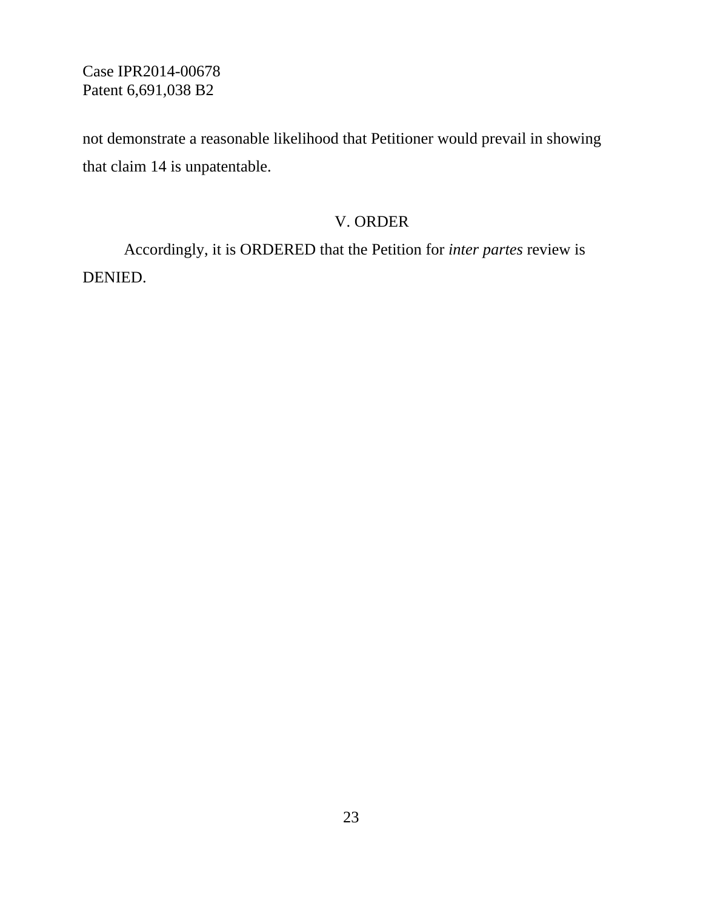not demonstrate a reasonable likelihood that Petitioner would prevail in showing that claim 14 is unpatentable.

## V. ORDER

Accordingly, it is ORDERED that the Petition for *inter partes* review is DENIED.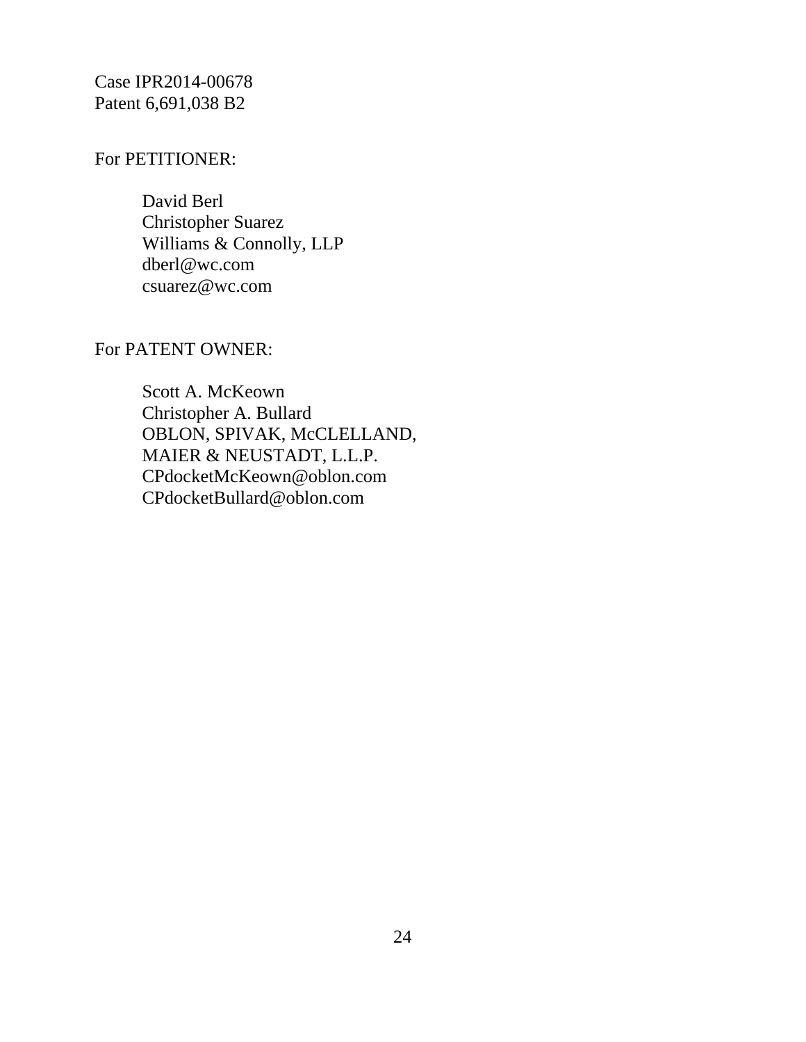Case IPR2014-00678
Patent 6,691,038 B2

For PETITIONER:

David Berl
Christopher Suarez
Williams & Connolly, LLP
dberl@wc.com
csuarez@wc.com

For PATENT OWNER:

Scott A. McKeown
Christopher A. Bullard
OBLON, SPIVAK, McCLELLAND,
MAIER & NEUSTADT, L.L.P.
CPdocketMcKeown@oblon.com
CPdocketBullard@oblon.com